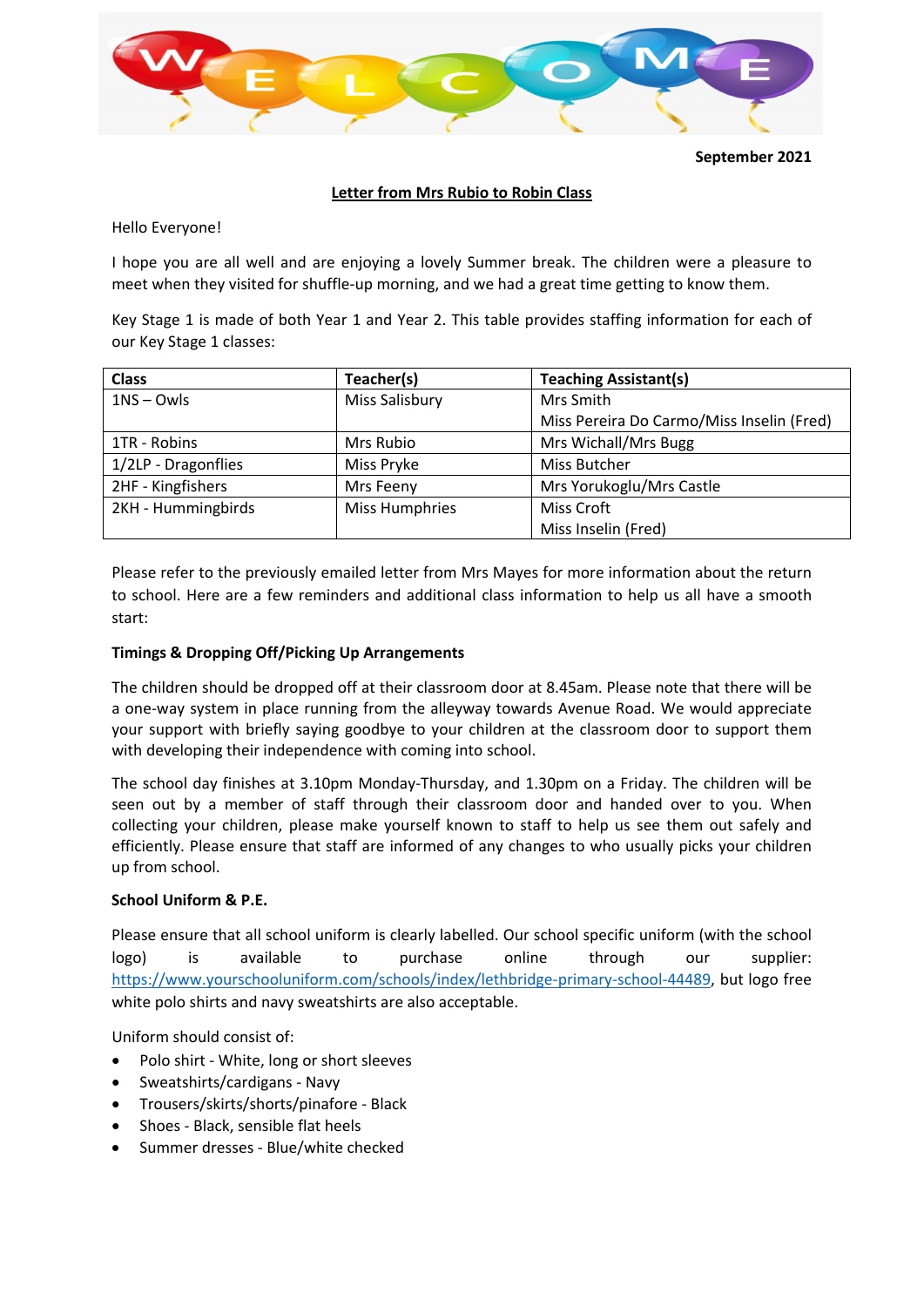**September 2021**

**Letter from Mrs Rubio to Robin Class**

Hello Everyone!

I hope you are all well and are enjoying a lovely Summer break. The children were a pleasure to meet when they visited for shuffle-up morning, and we had a great time getting to know them.

Key Stage 1 is made of both Year 1 and Year 2. This table provides staffing information for each of our Key Stage 1 classes:

| **Class** | **Teacher(s)** | **Teaching Assistant(s)** |
|---|---|---|
| 1NS – Owls | Miss Salisbury | Mrs Smith<br>Miss Pereira Do Carmo/Miss Inselin (Fred) |
| 1TR - Robins | Mrs Rubio | Mrs Wichall/Mrs Bugg |
| 1/2LP - Dragonflies | Miss Pryke | Miss Butcher |
| 2HF - Kingfishers | Mrs Feeny | Mrs Yorukoglu/Mrs Castle |
| 2KH - Hummingbirds | Miss Humphries | Miss Croft<br>Miss Inselin (Fred) |

Please refer to the previously emailed letter from Mrs Mayes for more information about the return to school. Here are a few reminders and additional class information to help us all have a smooth start:

**Timings & Dropping Off/Picking Up Arrangements**

The children should be dropped off at their classroom door at 8.45am. Please note that there will be a one-way system in place running from the alleyway towards Avenue Road. We would appreciate your support with briefly saying goodbye to your children at the classroom door to support them with developing their independence with coming into school.

The school day finishes at 3.10pm Monday-Thursday, and 1.30pm on a Friday. The children will be seen out by a member of staff through their classroom door and handed over to you. When collecting your children, please make yourself known to staff to help us see them out safely and efficiently. Please ensure that staff are informed of any changes to who usually picks your children up from school.

**School Uniform & P.E.**

Please ensure that all school uniform is clearly labelled. Our school specific uniform (with the school logo) is available to purchase online through our supplier: https://www.yourschooluniform.com/schools/index/lethbridge-primary-school-44489, but logo free white polo shirts and navy sweatshirts are also acceptable.

Uniform should consist of:

- Polo shirt - White, long or short sleeves
- Sweatshirts/cardigans - Navy
- Trousers/skirts/shorts/pinafore - Black
- Shoes - Black, sensible flat heels
- Summer dresses - Blue/white checked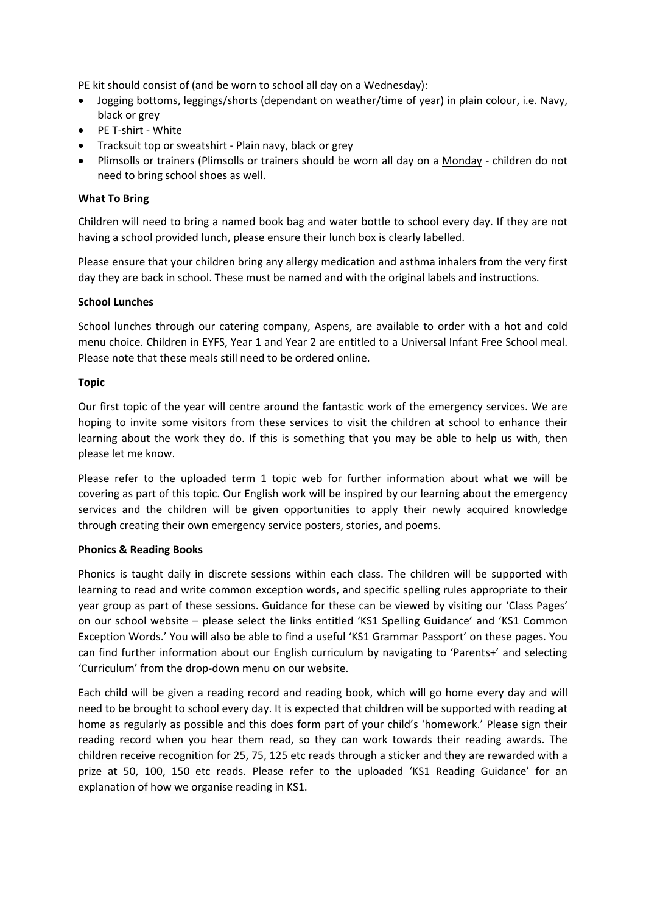PE kit should consist of (and be worn to school all day on a Wednesday):

- Jogging bottoms, leggings/shorts (dependant on weather/time of year) in plain colour, i.e. Navy, black or grey
- PE T-shirt - White
- Tracksuit top or sweatshirt - Plain navy, black or grey
- Plimsolls or trainers (Plimsolls or trainers should be worn all day on a Monday - children do not need to bring school shoes as well.

**What To Bring**

Children will need to bring a named book bag and water bottle to school every day. If they are not having a school provided lunch, please ensure their lunch box is clearly labelled.

Please ensure that your children bring any allergy medication and asthma inhalers from the very first day they are back in school. These must be named and with the original labels and instructions.

**School Lunches**

School lunches through our catering company, Aspens, are available to order with a hot and cold menu choice. Children in EYFS, Year 1 and Year 2 are entitled to a Universal Infant Free School meal. Please note that these meals still need to be ordered online.

**Topic**

Our first topic of the year will centre around the fantastic work of the emergency services. We are hoping to invite some visitors from these services to visit the children at school to enhance their learning about the work they do. If this is something that you may be able to help us with, then please let me know.

Please refer to the uploaded term 1 topic web for further information about what we will be covering as part of this topic. Our English work will be inspired by our learning about the emergency services and the children will be given opportunities to apply their newly acquired knowledge through creating their own emergency service posters, stories, and poems.

**Phonics & Reading Books**

Phonics is taught daily in discrete sessions within each class. The children will be supported with learning to read and write common exception words, and specific spelling rules appropriate to their year group as part of these sessions. Guidance for these can be viewed by visiting our 'Class Pages' on our school website – please select the links entitled 'KS1 Spelling Guidance' and 'KS1 Common Exception Words.' You will also be able to find a useful 'KS1 Grammar Passport' on these pages. You can find further information about our English curriculum by navigating to 'Parents+' and selecting 'Curriculum' from the drop-down menu on our website.

Each child will be given a reading record and reading book, which will go home every day and will need to be brought to school every day. It is expected that children will be supported with reading at home as regularly as possible and this does form part of your child's 'homework.' Please sign their reading record when you hear them read, so they can work towards their reading awards. The children receive recognition for 25, 75, 125 etc reads through a sticker and they are rewarded with a prize at 50, 100, 150 etc reads. Please refer to the uploaded 'KS1 Reading Guidance' for an explanation of how we organise reading in KS1.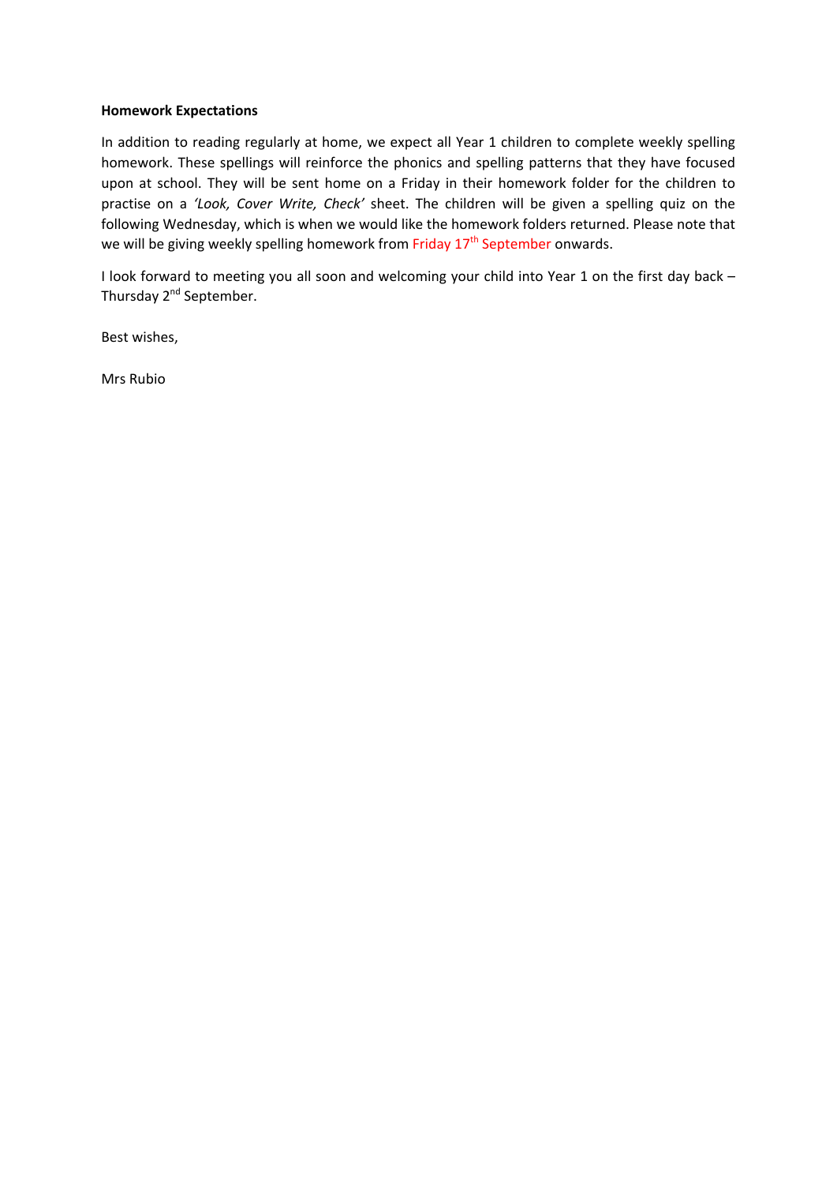**Homework Expectations**

In addition to reading regularly at home, we expect all Year 1 children to complete weekly spelling homework. These spellings will reinforce the phonics and spelling patterns that they have focused upon at school. They will be sent home on a Friday in their homework folder for the children to practise on a *'Look, Cover Write, Check'* sheet. The children will be given a spelling quiz on the following Wednesday, which is when we would like the homework folders returned. Please note that we will be giving weekly spelling homework from Friday 17th September onwards.

I look forward to meeting you all soon and welcoming your child into Year 1 on the first day back – Thursday 2nd September.

Best wishes,

Mrs Rubio